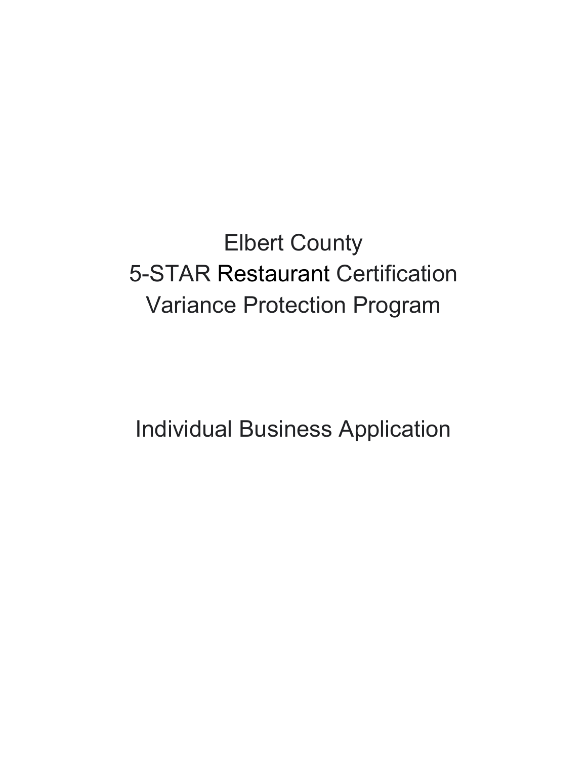# Elbert County 5-STAR Restaurant Certification Variance Protection Program

## Individual Business Application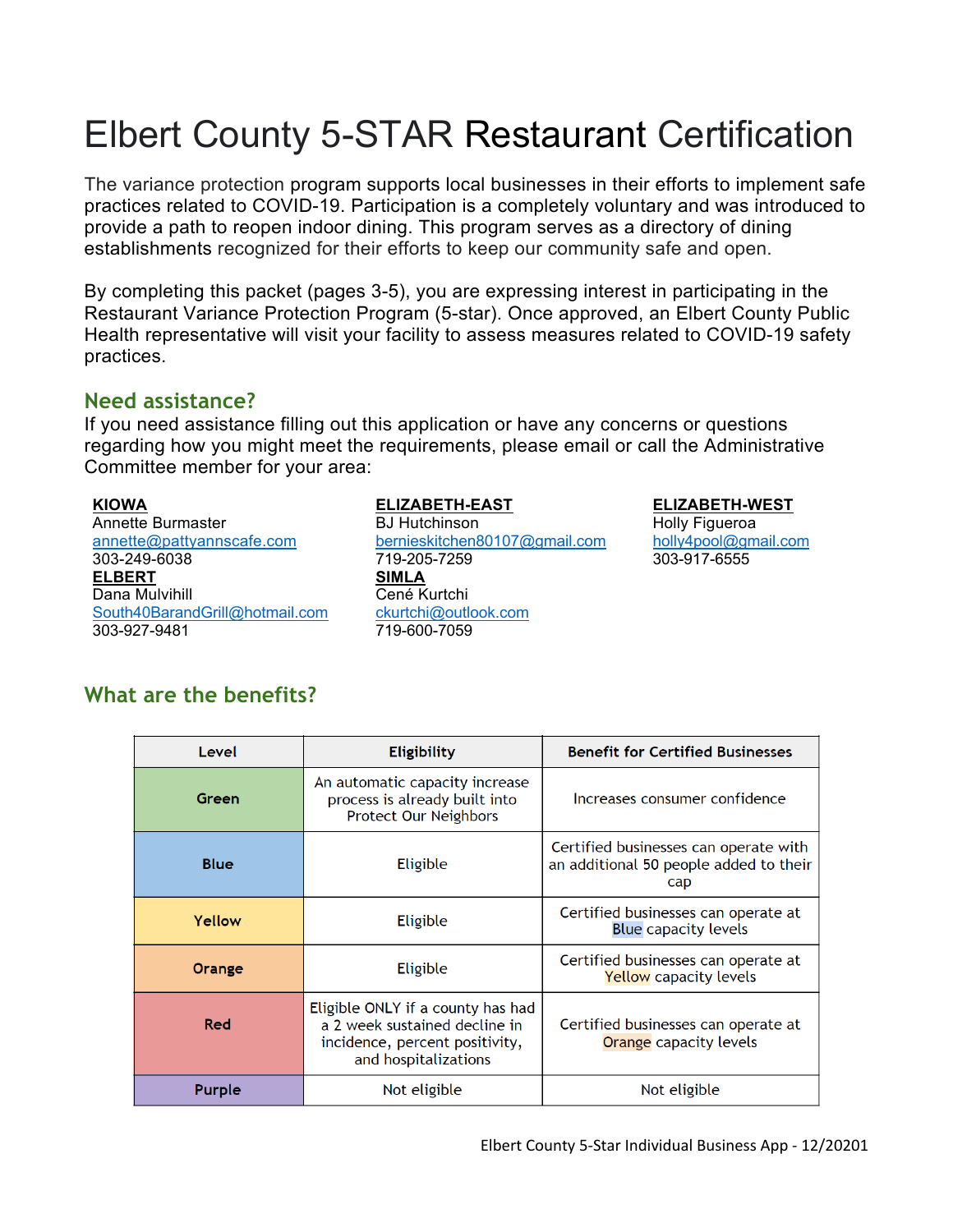# Elbert County 5-STAR Restaurant Certification

The variance protection program supports local businesses in their efforts to implement safe practices related to COVID-19. Participation is a completely voluntary and was introduced to provide a path to reopen indoor dining. This program serves as a directory of dining establishments recognized for their efforts to keep our community safe and open.

By completing this packet (pages 3-5), you are expressing interest in participating in the Restaurant Variance Protection Program (5-star). Once approved, an Elbert County Public Health representative will visit your facility to assess measures related to COVID-19 safety practices.

## Need assistance?

If you need assistance filling out this application or have any concerns or questions regarding how you might meet the requirements, please email or call the Administrative Committee member for your area:

**KIOWA**
Annette Burmaster
annette@pattyannscafe.com
303-249-6038

**ELBERT**
Dana Mulvihill
South40BarandGrill@hotmail.com
303-927-9481

**ELIZABETH-EAST**
BJ Hutchinson
bernieskitchen80107@gmail.com
719-205-7259

**SIMLA**
Cené Kurtchi
ckurtchi@outlook.com
719-600-7059

**ELIZABETH-WEST**
Holly Figueroa
holly4pool@gmail.com
303-917-6555

## What are the benefits?

| Level | Eligibility | Benefit for Certified Businesses |
|---|---|---|
| Green | An automatic capacity increase process is already built into Protect Our Neighbors | Increases consumer confidence |
| Blue | Eligible | Certified businesses can operate with an additional 50 people added to their cap |
| Yellow | Eligible | Certified businesses can operate at Blue capacity levels |
| Orange | Eligible | Certified businesses can operate at Yellow capacity levels |
| Red | Eligible ONLY if a county has had a 2 week sustained decline in incidence, percent positivity, and hospitalizations | Certified businesses can operate at Orange capacity levels |
| Purple | Not eligible | Not eligible |

Elbert County 5-Star Individual Business App - 12/20201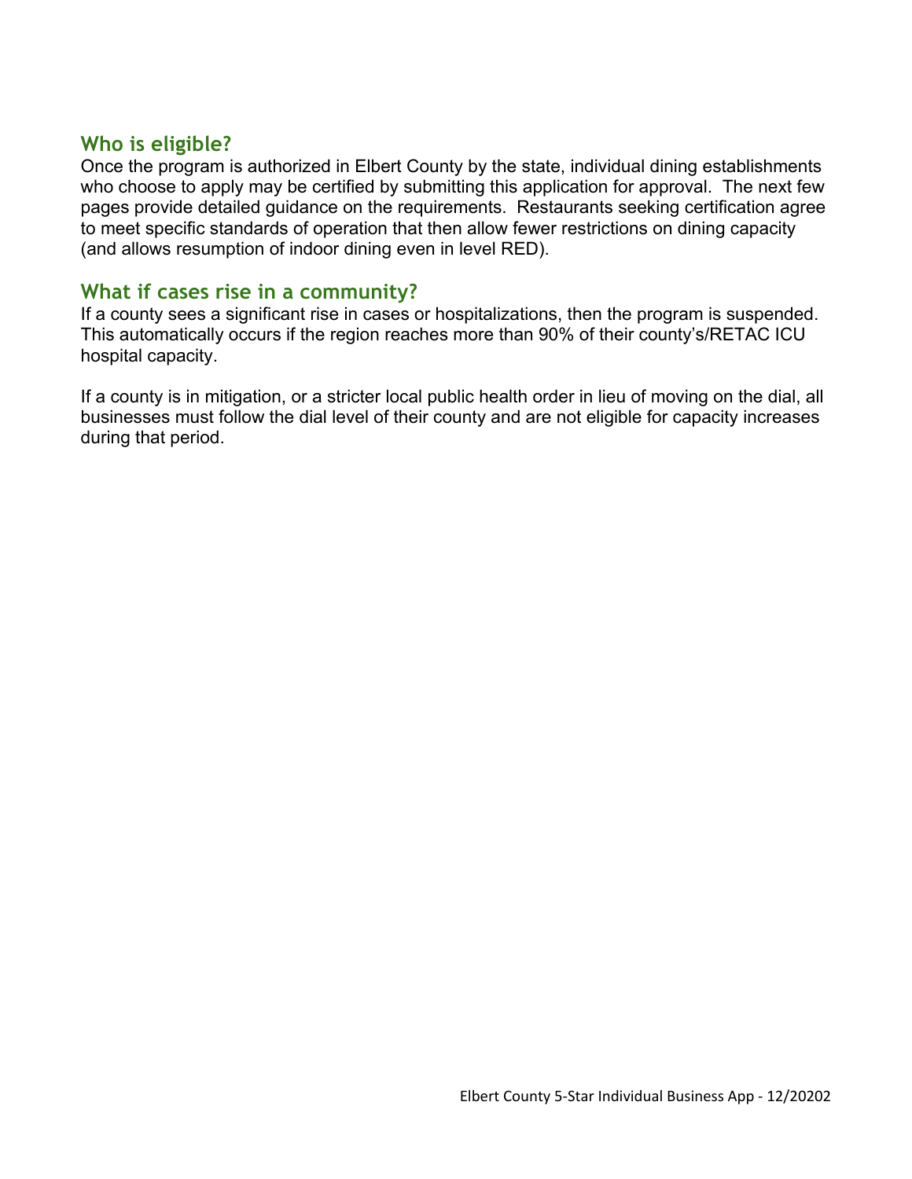## Who is eligible?

Once the program is authorized in Elbert County by the state, individual dining establishments who choose to apply may be certified by submitting this application for approval. The next few pages provide detailed guidance on the requirements. Restaurants seeking certification agree to meet specific standards of operation that then allow fewer restrictions on dining capacity (and allows resumption of indoor dining even in level RED).

## What if cases rise in a community?

If a county sees a significant rise in cases or hospitalizations, then the program is suspended. This automatically occurs if the region reaches more than 90% of their county's/RETAC ICU hospital capacity.

If a county is in mitigation, or a stricter local public health order in lieu of moving on the dial, all businesses must follow the dial level of their county and are not eligible for capacity increases during that period.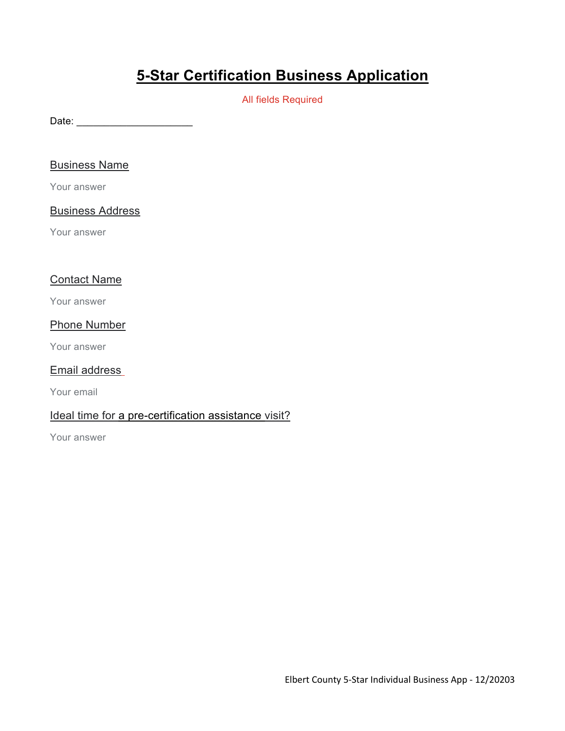# 5-Star Certification Business Application

All fields Required

Date: ____________________

Business Name

Your answer

Business Address

Your answer

Contact Name

Your answer

Phone Number

Your answer

Email address

Your email

Ideal time for a pre-certification assistance visit?

Your answer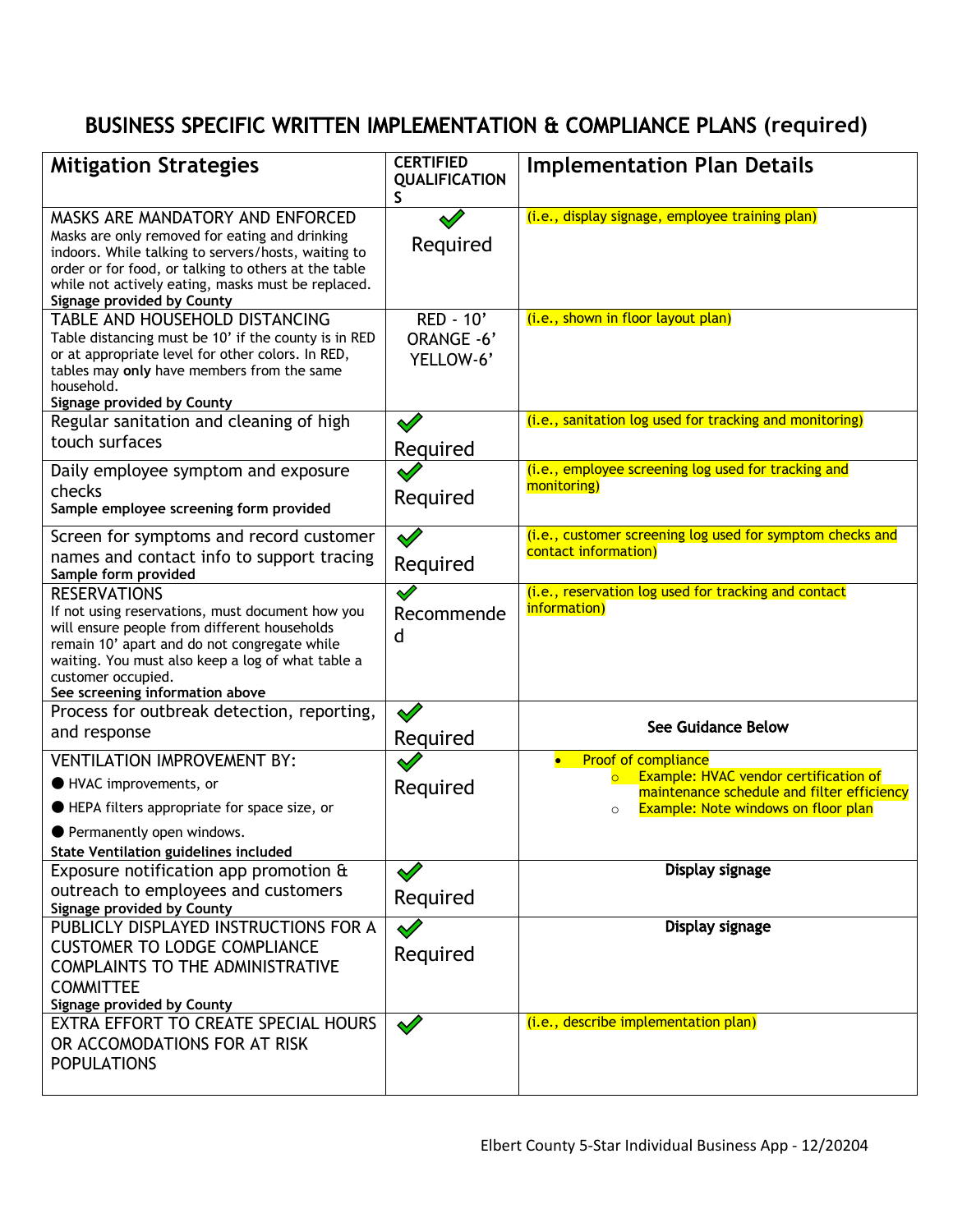# BUSINESS SPECIFIC WRITTEN IMPLEMENTATION & COMPLIANCE PLANS (required)

| Mitigation Strategies | CERTIFIED QUALIFICATIONS | Implementation Plan Details |
|---|---|---|
| MASKS ARE MANDATORY AND ENFORCED<br>Masks are only removed for eating and drinking indoors. While talking to servers/hosts, waiting to order or for food, or talking to others at the table while not actively eating, masks must be replaced.<br>**Signage provided by County** | ✓ Required | (i.e., display signage, employee training plan) |
| TABLE AND HOUSEHOLD DISTANCING<br>Table distancing must be 10' if the county is in RED or at appropriate level for other colors. In RED, tables may **only** have members from the same household.<br>**Signage provided by County** | RED - 10'<br>ORANGE -6'<br>YELLOW-6' | (i.e., shown in floor layout plan) |
| Regular sanitation and cleaning of high touch surfaces | ✓ Required | (i.e., sanitation log used for tracking and monitoring) |
| Daily employee symptom and exposure checks<br>**Sample employee screening form provided** | ✓ Required | (i.e., employee screening log used for tracking and monitoring) |
| Screen for symptoms and record customer names and contact info to support tracing<br>**Sample form provided** | ✓ Required | (i.e., customer screening log used for symptom checks and contact information) |
| RESERVATIONS<br>If not using reservations, must document how you will ensure people from different households remain 10' apart and do not congregate while waiting. You must also keep a log of what table a customer occupied.<br>**See screening information above** | ✓ Recommended | (i.e., reservation log used for tracking and contact information) |
| Process for outbreak detection, reporting, and response | ✓ Required | **See Guidance Below** |
| VENTILATION IMPROVEMENT BY:<br>● HVAC improvements, or<br>● HEPA filters appropriate for space size, or<br>● Permanently open windows.<br>**State Ventilation guidelines included** | ✓ Required | • Proof of compliance<br>  ○ Example: HVAC vendor certification of maintenance schedule and filter efficiency<br>  ○ Example: Note windows on floor plan |
| Exposure notification app promotion & outreach to employees and customers<br>**Signage provided by County** | ✓ Required | **Display signage** |
| PUBLICLY DISPLAYED INSTRUCTIONS FOR A CUSTOMER TO LODGE COMPLIANCE COMPLAINTS TO THE ADMINISTRATIVE COMMITTEE<br>**Signage provided by County** | ✓ Required | **Display signage** |
| EXTRA EFFORT TO CREATE SPECIAL HOURS OR ACCOMODATIONS FOR AT RISK POPULATIONS | ✓ | (i.e., describe implementation plan) |

Elbert County 5-Star Individual Business App - 12/20204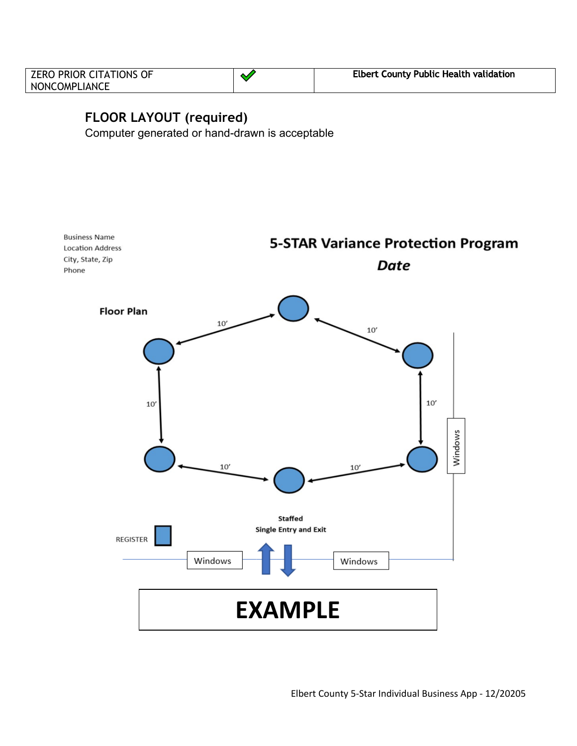| ZERO PRIOR CITATIONS OF NONCOMPLIANCE | ✓ | **Elbert County Public Health validation** |
|---|---|---|

## FLOOR LAYOUT (required)

Computer generated or hand-drawn is acceptable

Business Name
Location Address
City, State, Zip
Phone

**5-STAR Variance Protection Program**

***Date***

**Floor Plan**

10' 10' 10' 10' 10' 10'

Windows

**Staffed**
**Single Entry and Exit**

REGISTER

Windows Windows

# EXAMPLE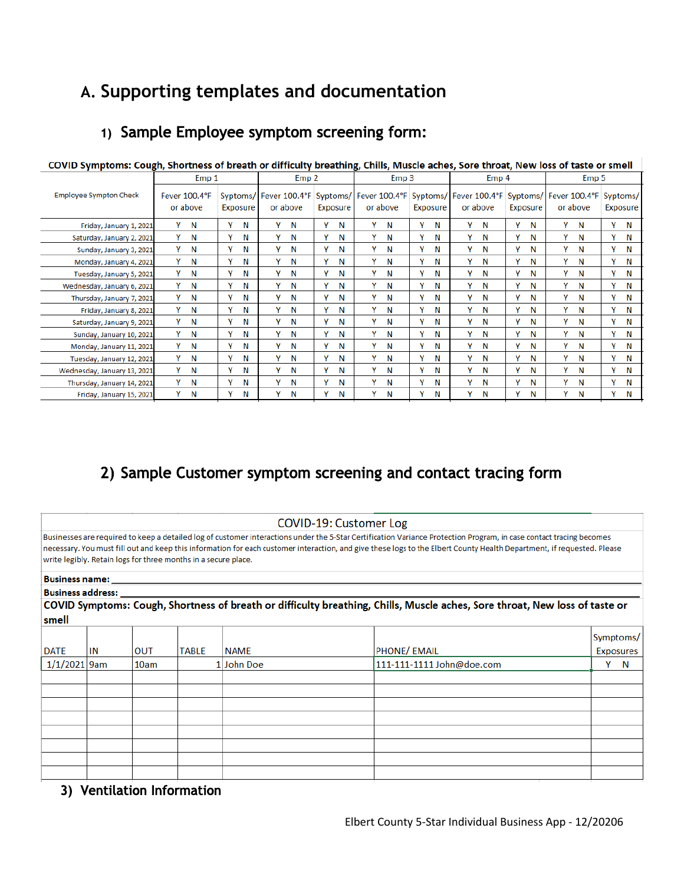## A. Supporting templates and documentation

### 1) Sample Employee symptom screening form:

**COVID Symptoms: Cough, Shortness of breath or difficulty breathing, Chills, Muscle aches, Sore throat, New loss of taste or smell**

| Employee Sympton Check | Emp 1 | | Emp 2 | | Emp 3 | | Emp 4 | | Emp 5 | |
|---|---|---|---|---|---|---|---|---|---|---|
| | Fever 100.4°F or above | Syptoms/ Exposure | Fever 100.4°F or above | Syptoms/ Exposure | Fever 100.4°F or above | Syptoms/ Exposure | Fever 100.4°F or above | Syptoms/ Exposure | Fever 100.4°F or above | Syptoms/ Exposure |
| Friday, January 1, 2021 | Y N | Y N | Y N | Y N | Y N | Y N | Y N | Y N | Y N | Y N |
| Saturday, January 2, 2021 | Y N | Y N | Y N | Y N | Y N | Y N | Y N | Y N | Y N | Y N |
| Sunday, January 3, 2021 | Y N | Y N | Y N | Y N | Y N | Y N | Y N | Y N | Y N | Y N |
| Monday, January 4, 2021 | Y N | Y N | Y N | Y N | Y N | Y N | Y N | Y N | Y N | Y N |
| Tuesday, January 5, 2021 | Y N | Y N | Y N | Y N | Y N | Y N | Y N | Y N | Y N | Y N |
| Wednesday, January 6, 2021 | Y N | Y N | Y N | Y N | Y N | Y N | Y N | Y N | Y N | Y N |
| Thursday, January 7, 2021 | Y N | Y N | Y N | Y N | Y N | Y N | Y N | Y N | Y N | Y N |
| Friday, January 8, 2021 | Y N | Y N | Y N | Y N | Y N | Y N | Y N | Y N | Y N | Y N |
| Saturday, January 9, 2021 | Y N | Y N | Y N | Y N | Y N | Y N | Y N | Y N | Y N | Y N |
| Sunday, January 10, 2021 | Y N | Y N | Y N | Y N | Y N | Y N | Y N | Y N | Y N | Y N |
| Monday, January 11, 2021 | Y N | Y N | Y N | Y N | Y N | Y N | Y N | Y N | Y N | Y N |
| Tuesday, January 12, 2021 | Y N | Y N | Y N | Y N | Y N | Y N | Y N | Y N | Y N | Y N |
| Wednesday, January 13, 2021 | Y N | Y N | Y N | Y N | Y N | Y N | Y N | Y N | Y N | Y N |
| Thursday, January 14, 2021 | Y N | Y N | Y N | Y N | Y N | Y N | Y N | Y N | Y N | Y N |
| Friday, January 15, 2021 | Y N | Y N | Y N | Y N | Y N | Y N | Y N | Y N | Y N | Y N |

### 2) Sample Customer symptom screening and contact tracing form

**COVID-19: Customer Log**

Businesses are required to keep a detailed log of customer interactions under the 5-Star Certification Variance Protection Program, in case contact tracing becomes necessary. You must fill out and keep this information for each customer interaction, and give these logs to the Elbert County Health Department, if requested. Please write legibly. Retain logs for three months in a secure place.

**Business name:** ______________________________

**Business address:** ______________________________

**COVID Symptoms: Cough, Shortness of breath or difficulty breathing, Chills, Muscle aches, Sore throat, New loss of taste or smell**

| DATE | IN | OUT | TABLE | NAME | PHONE/ EMAIL | Symptoms/ Exposures |
|---|---|---|---|---|---|---|
| 1/1/2021 | 9am | 10am | 1 | John Doe | 111-111-1111 John@doe.com | Y N |
| | | | | | | |
| | | | | | | |
| | | | | | | |
| | | | | | | |
| | | | | | | |
| | | | | | | |
| | | | | | | |
| | | | | | | |

### 3) Ventilation Information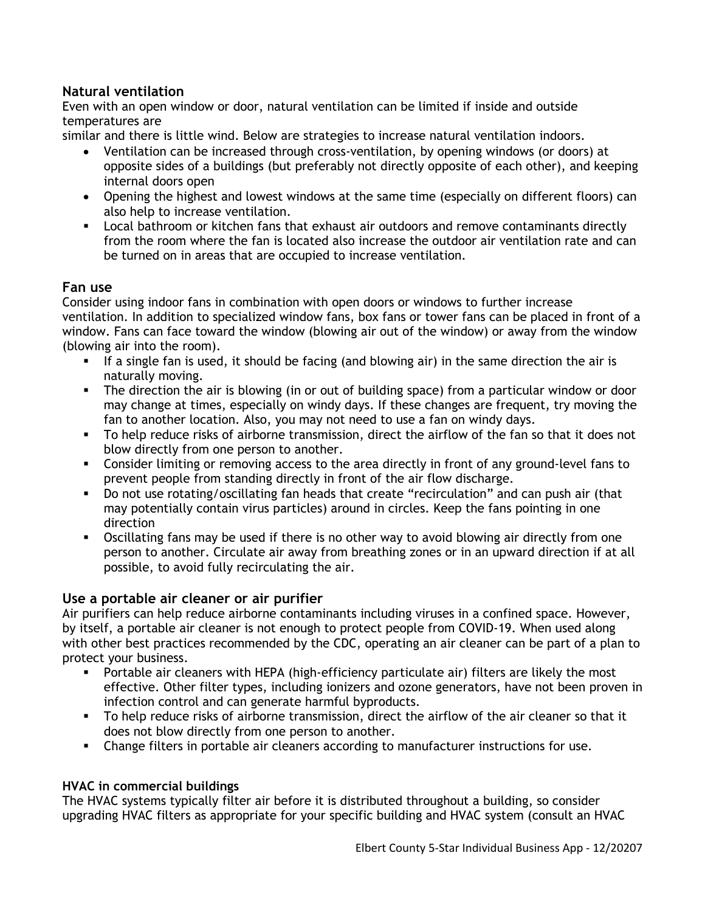### Natural ventilation

Even with an open window or door, natural ventilation can be limited if inside and outside temperatures are
similar and there is little wind. Below are strategies to increase natural ventilation indoors.

- Ventilation can be increased through cross-ventilation, by opening windows (or doors) at opposite sides of a buildings (but preferably not directly opposite of each other), and keeping internal doors open
- Opening the highest and lowest windows at the same time (especially on different floors) can also help to increase ventilation.
- Local bathroom or kitchen fans that exhaust air outdoors and remove contaminants directly from the room where the fan is located also increase the outdoor air ventilation rate and can be turned on in areas that are occupied to increase ventilation.

### Fan use

Consider using indoor fans in combination with open doors or windows to further increase ventilation. In addition to specialized window fans, box fans or tower fans can be placed in front of a window. Fans can face toward the window (blowing air out of the window) or away from the window (blowing air into the room).

- If a single fan is used, it should be facing (and blowing air) in the same direction the air is naturally moving.
- The direction the air is blowing (in or out of building space) from a particular window or door may change at times, especially on windy days. If these changes are frequent, try moving the fan to another location. Also, you may not need to use a fan on windy days.
- To help reduce risks of airborne transmission, direct the airflow of the fan so that it does not blow directly from one person to another.
- Consider limiting or removing access to the area directly in front of any ground-level fans to prevent people from standing directly in front of the air flow discharge.
- Do not use rotating/oscillating fan heads that create "recirculation" and can push air (that may potentially contain virus particles) around in circles. Keep the fans pointing in one direction
- Oscillating fans may be used if there is no other way to avoid blowing air directly from one person to another. Circulate air away from breathing zones or in an upward direction if at all possible, to avoid fully recirculating the air.

### Use a portable air cleaner or air purifier

Air purifiers can help reduce airborne contaminants including viruses in a confined space. However, by itself, a portable air cleaner is not enough to protect people from COVID-19. When used along with other best practices recommended by the CDC, operating an air cleaner can be part of a plan to protect your business.

- Portable air cleaners with HEPA (high-efficiency particulate air) filters are likely the most effective. Other filter types, including ionizers and ozone generators, have not been proven in infection control and can generate harmful byproducts.
- To help reduce risks of airborne transmission, direct the airflow of the air cleaner so that it does not blow directly from one person to another.
- Change filters in portable air cleaners according to manufacturer instructions for use.

### HVAC in commercial buildings

The HVAC systems typically filter air before it is distributed throughout a building, so consider upgrading HVAC filters as appropriate for your specific building and HVAC system (consult an HVAC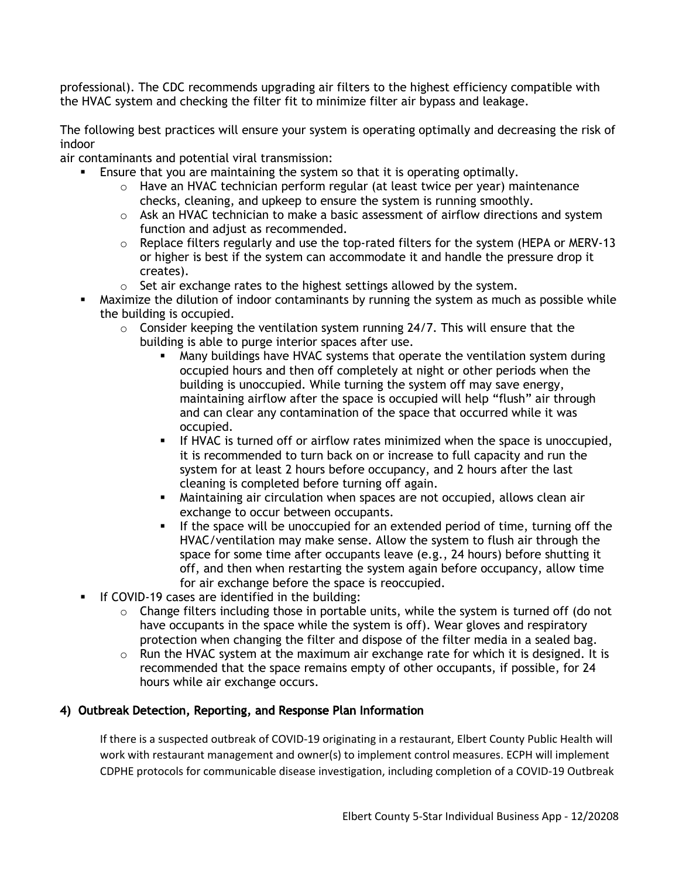professional). The CDC recommends upgrading air filters to the highest efficiency compatible with the HVAC system and checking the filter fit to minimize filter air bypass and leakage.

The following best practices will ensure your system is operating optimally and decreasing the risk of indoor
air contaminants and potential viral transmission:

- Ensure that you are maintaining the system so that it is operating optimally.
  - Have an HVAC technician perform regular (at least twice per year) maintenance checks, cleaning, and upkeep to ensure the system is running smoothly.
  - Ask an HVAC technician to make a basic assessment of airflow directions and system function and adjust as recommended.
  - Replace filters regularly and use the top-rated filters for the system (HEPA or MERV-13 or higher is best if the system can accommodate it and handle the pressure drop it creates).
  - Set air exchange rates to the highest settings allowed by the system.
- Maximize the dilution of indoor contaminants by running the system as much as possible while the building is occupied.
  - Consider keeping the ventilation system running 24/7. This will ensure that the building is able to purge interior spaces after use.
    - Many buildings have HVAC systems that operate the ventilation system during occupied hours and then off completely at night or other periods when the building is unoccupied. While turning the system off may save energy, maintaining airflow after the space is occupied will help "flush" air through and can clear any contamination of the space that occurred while it was occupied.
    - If HVAC is turned off or airflow rates minimized when the space is unoccupied, it is recommended to turn back on or increase to full capacity and run the system for at least 2 hours before occupancy, and 2 hours after the last cleaning is completed before turning off again.
    - Maintaining air circulation when spaces are not occupied, allows clean air exchange to occur between occupants.
    - If the space will be unoccupied for an extended period of time, turning off the HVAC/ventilation may make sense. Allow the system to flush air through the space for some time after occupants leave (e.g., 24 hours) before shutting it off, and then when restarting the system again before occupancy, allow time for air exchange before the space is reoccupied.
- If COVID-19 cases are identified in the building:
  - Change filters including those in portable units, while the system is turned off (do not have occupants in the space while the system is off). Wear gloves and respiratory protection when changing the filter and dispose of the filter media in a sealed bag.
  - Run the HVAC system at the maximum air exchange rate for which it is designed. It is recommended that the space remains empty of other occupants, if possible, for 24 hours while air exchange occurs.

## 4) Outbreak Detection, Reporting, and Response Plan Information

If there is a suspected outbreak of COVID-19 originating in a restaurant, Elbert County Public Health will work with restaurant management and owner(s) to implement control measures. ECPH will implement CDPHE protocols for communicable disease investigation, including completion of a COVID-19 Outbreak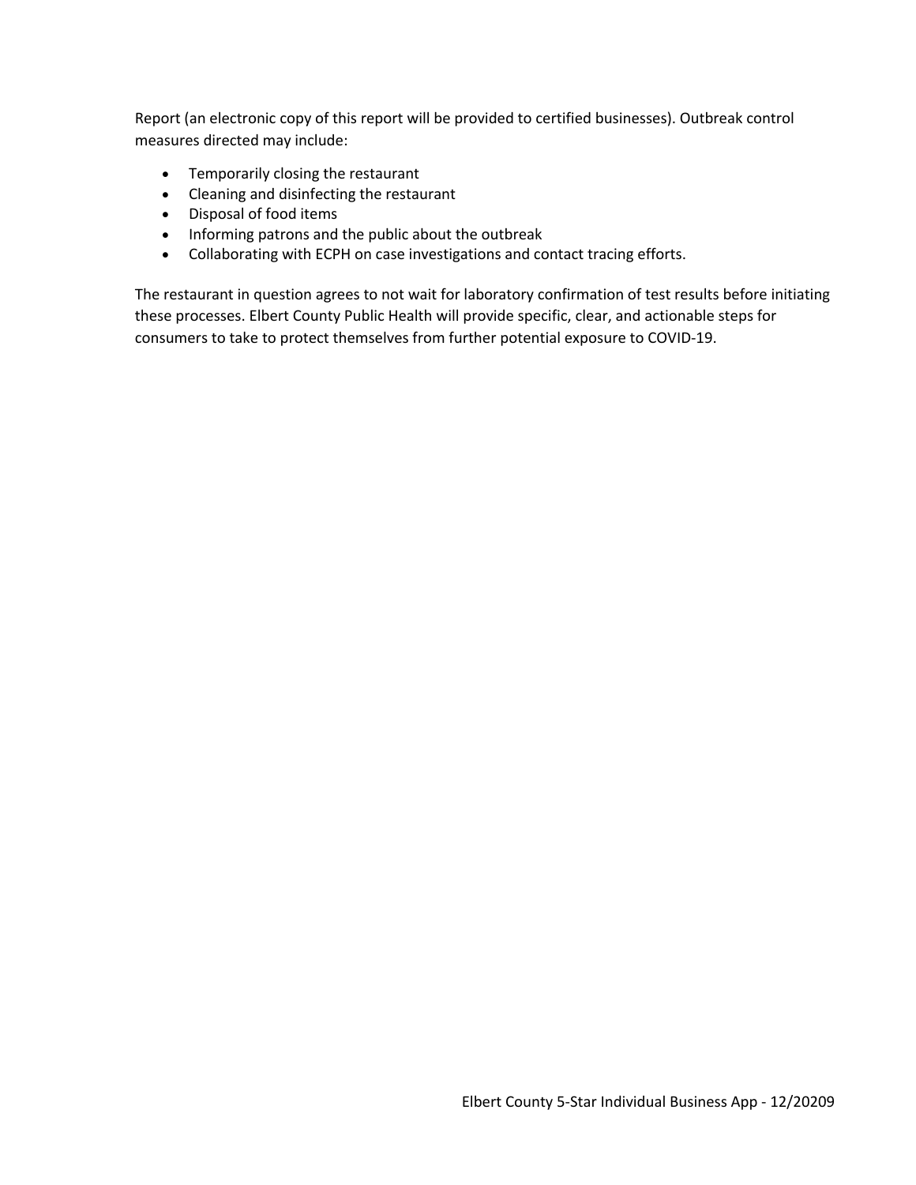Report (an electronic copy of this report will be provided to certified businesses). Outbreak control measures directed may include:

- Temporarily closing the restaurant
- Cleaning and disinfecting the restaurant
- Disposal of food items
- Informing patrons and the public about the outbreak
- Collaborating with ECPH on case investigations and contact tracing efforts.

The restaurant in question agrees to not wait for laboratory confirmation of test results before initiating these processes. Elbert County Public Health will provide specific, clear, and actionable steps for consumers to take to protect themselves from further potential exposure to COVID-19.